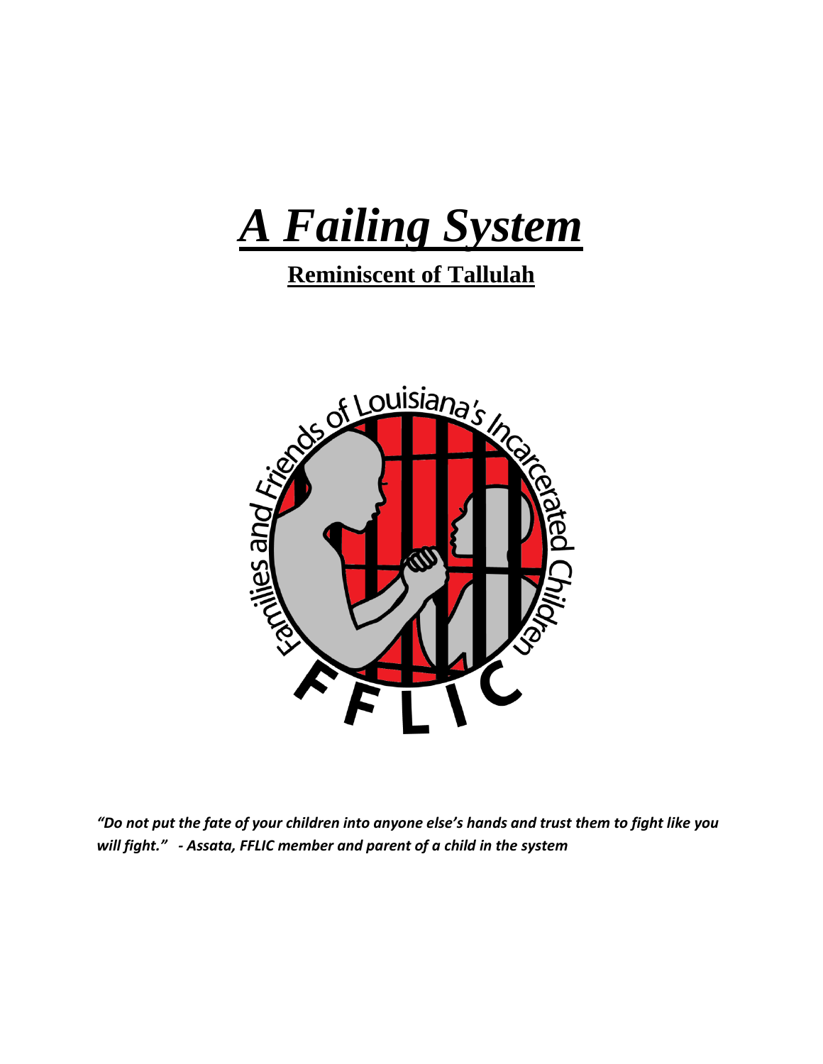# ***A Failing System***

## **Reminiscent of Tallulah**

Families and Friends of Louisiana's Incarcerated Children

FFLIC

*"Do not put the fate of your children into anyone else's hands and trust them to fight like you will fight." - Assata, FFLIC member and parent of a child in the system*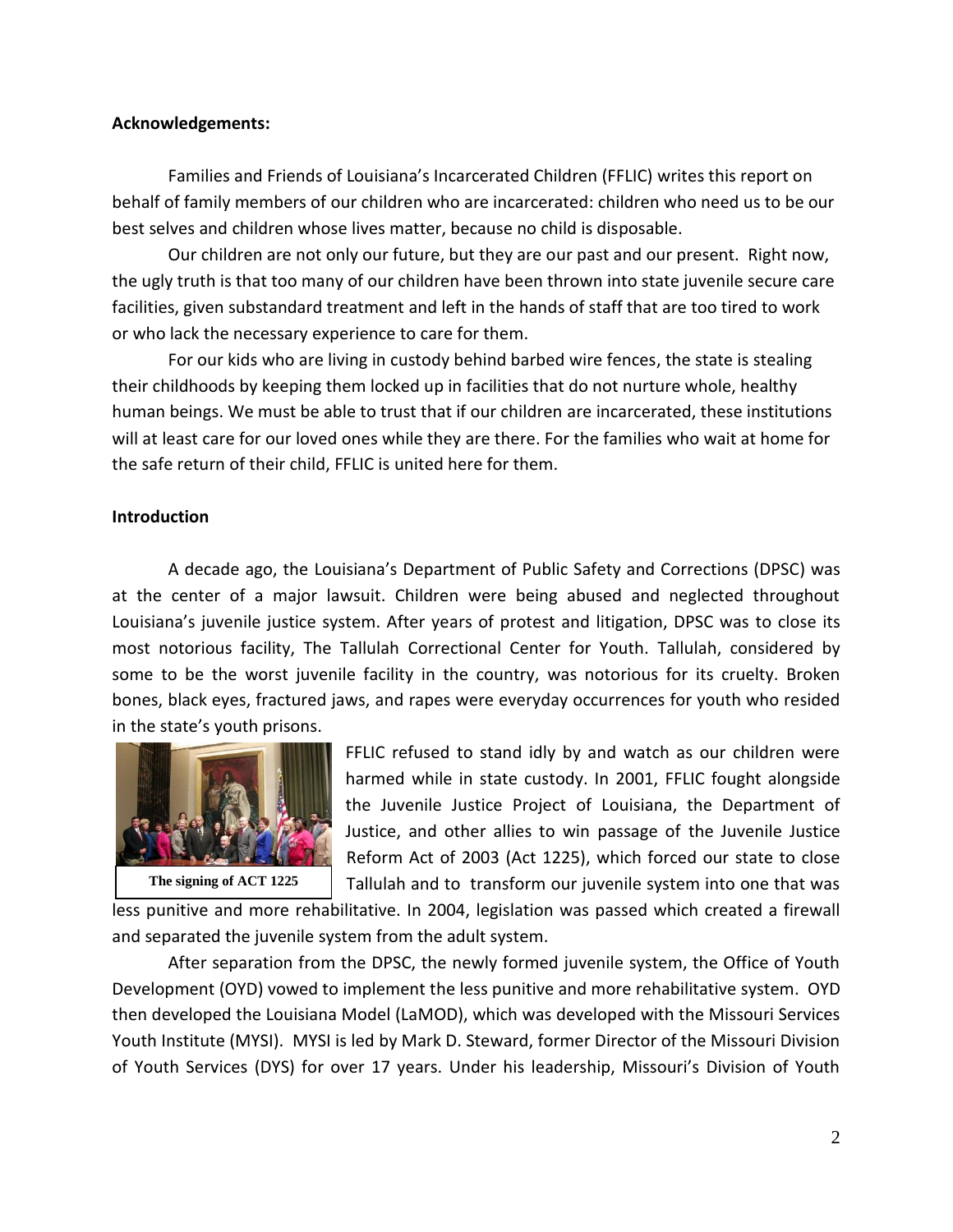**Acknowledgements:**

Families and Friends of Louisiana's Incarcerated Children (FFLIC) writes this report on behalf of family members of our children who are incarcerated: children who need us to be our best selves and children whose lives matter, because no child is disposable.

Our children are not only our future, but they are our past and our present. Right now, the ugly truth is that too many of our children have been thrown into state juvenile secure care facilities, given substandard treatment and left in the hands of staff that are too tired to work or who lack the necessary experience to care for them.

For our kids who are living in custody behind barbed wire fences, the state is stealing their childhoods by keeping them locked up in facilities that do not nurture whole, healthy human beings. We must be able to trust that if our children are incarcerated, these institutions will at least care for our loved ones while they are there. For the families who wait at home for the safe return of their child, FFLIC is united here for them.

**Introduction**

A decade ago, the Louisiana's Department of Public Safety and Corrections (DPSC) was at the center of a major lawsuit. Children were being abused and neglected throughout Louisiana's juvenile justice system. After years of protest and litigation, DPSC was to close its most notorious facility, The Tallulah Correctional Center for Youth. Tallulah, considered by some to be the worst juvenile facility in the country, was notorious for its cruelty. Broken bones, black eyes, fractured jaws, and rapes were everyday occurrences for youth who resided in the state's youth prisons.

The signing of ACT 1225

FFLIC refused to stand idly by and watch as our children were harmed while in state custody. In 2001, FFLIC fought alongside the Juvenile Justice Project of Louisiana, the Department of Justice, and other allies to win passage of the Juvenile Justice Reform Act of 2003 (Act 1225), which forced our state to close Tallulah and to transform our juvenile system into one that was less punitive and more rehabilitative. In 2004, legislation was passed which created a firewall and separated the juvenile system from the adult system.

After separation from the DPSC, the newly formed juvenile system, the Office of Youth Development (OYD) vowed to implement the less punitive and more rehabilitative system. OYD then developed the Louisiana Model (LaMOD), which was developed with the Missouri Services Youth Institute (MYSI). MYSI is led by Mark D. Steward, former Director of the Missouri Division of Youth Services (DYS) for over 17 years. Under his leadership, Missouri's Division of Youth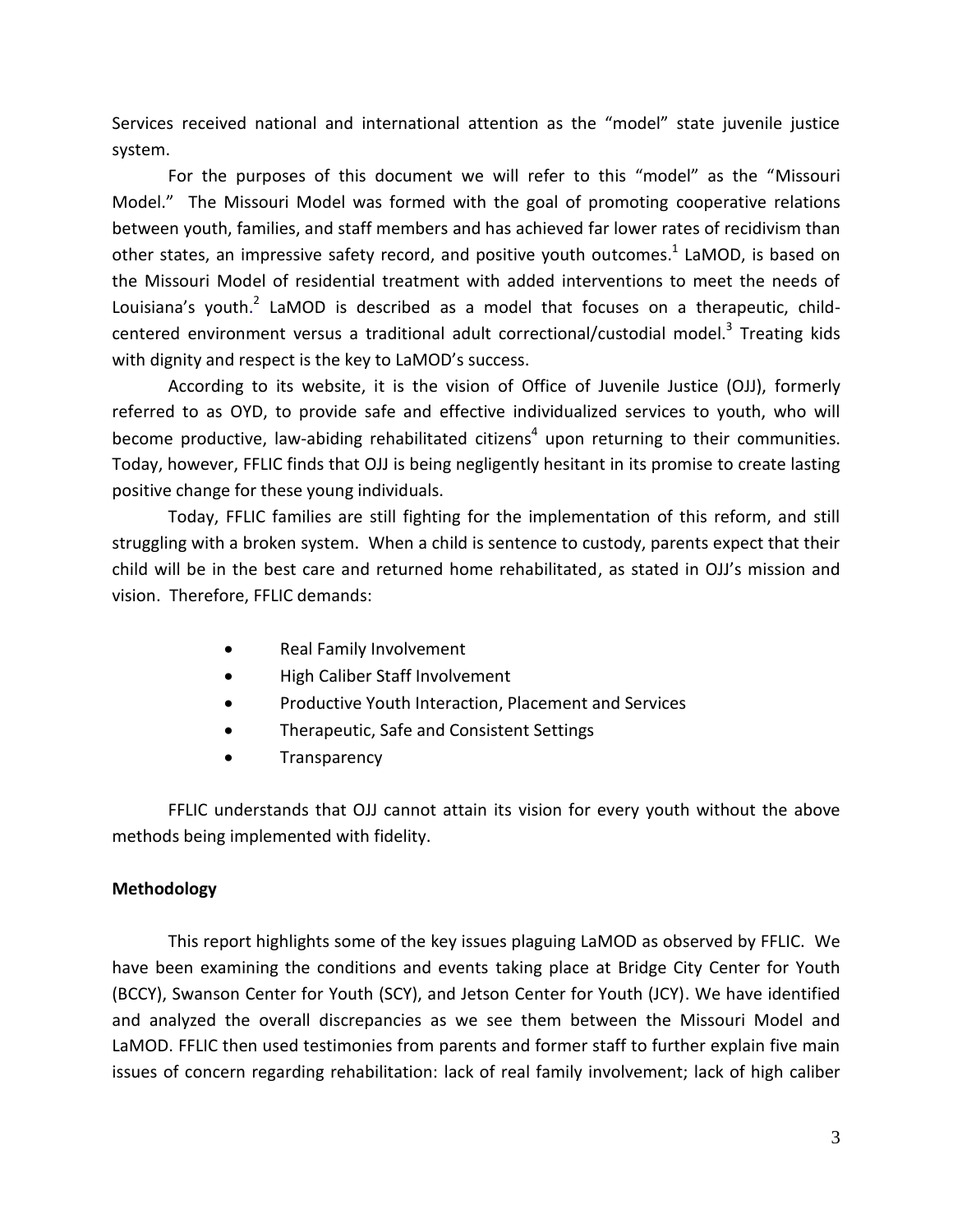Services received national and international attention as the "model" state juvenile justice system.

For the purposes of this document we will refer to this "model" as the "Missouri Model." The Missouri Model was formed with the goal of promoting cooperative relations between youth, families, and staff members and has achieved far lower rates of recidivism than other states, an impressive safety record, and positive youth outcomes.[1] LaMOD, is based on the Missouri Model of residential treatment with added interventions to meet the needs of Louisiana's youth.[2] LaMOD is described as a model that focuses on a therapeutic, child-centered environment versus a traditional adult correctional/custodial model.[3] Treating kids with dignity and respect is the key to LaMOD's success.

According to its website, it is the vision of Office of Juvenile Justice (OJJ), formerly referred to as OYD, to provide safe and effective individualized services to youth, who will become productive, law-abiding rehabilitated citizens[4] upon returning to their communities. Today, however, FFLIC finds that OJJ is being negligently hesitant in its promise to create lasting positive change for these young individuals.

Today, FFLIC families are still fighting for the implementation of this reform, and still struggling with a broken system. When a child is sentence to custody, parents expect that their child will be in the best care and returned home rehabilitated, as stated in OJJ's mission and vision. Therefore, FFLIC demands:

- Real Family Involvement
- High Caliber Staff Involvement
- Productive Youth Interaction, Placement and Services
- Therapeutic, Safe and Consistent Settings
- Transparency

FFLIC understands that OJJ cannot attain its vision for every youth without the above methods being implemented with fidelity.

**Methodology**

This report highlights some of the key issues plaguing LaMOD as observed by FFLIC. We have been examining the conditions and events taking place at Bridge City Center for Youth (BCCY), Swanson Center for Youth (SCY), and Jetson Center for Youth (JCY). We have identified and analyzed the overall discrepancies as we see them between the Missouri Model and LaMOD. FFLIC then used testimonies from parents and former staff to further explain five main issues of concern regarding rehabilitation: lack of real family involvement; lack of high caliber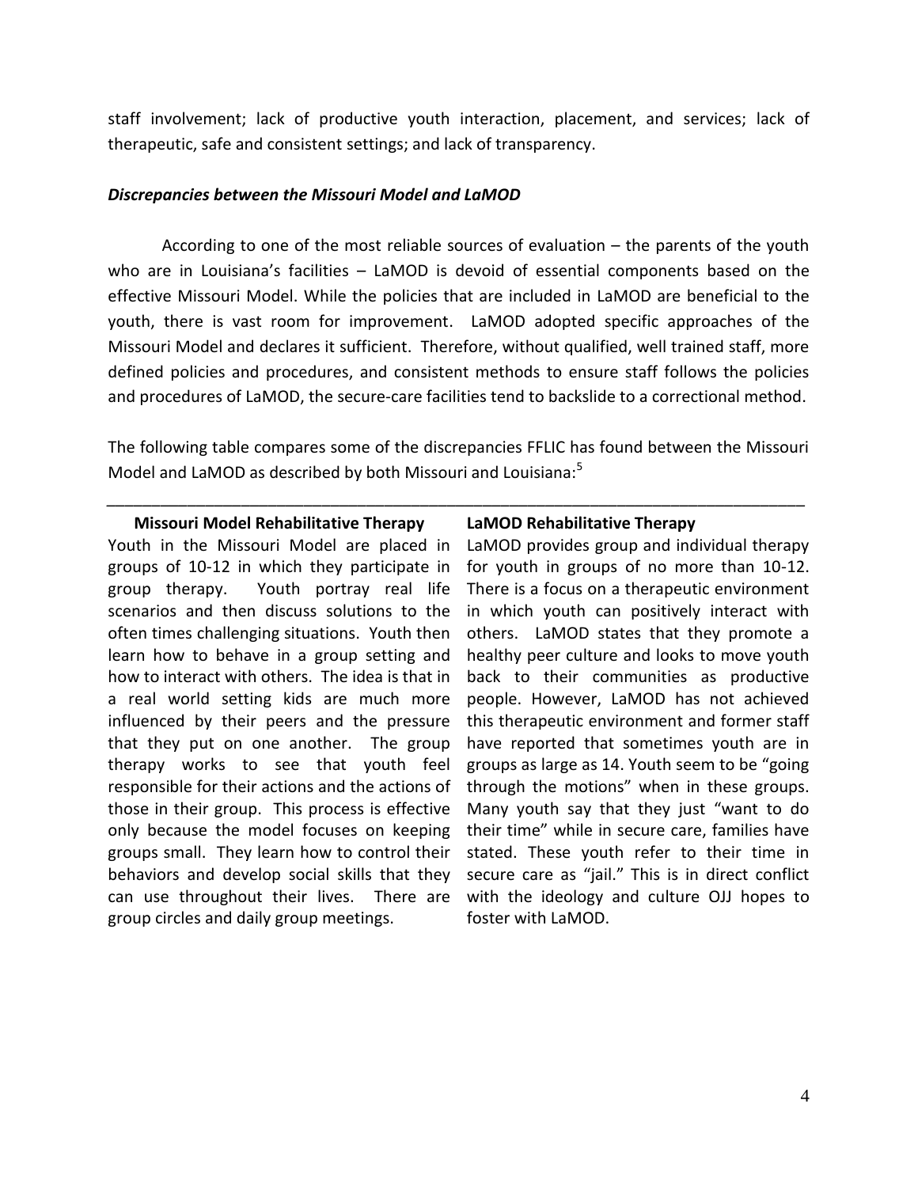staff involvement; lack of productive youth interaction, placement, and services; lack of therapeutic, safe and consistent settings; and lack of transparency.

***Discrepancies between the Missouri Model and LaMOD***

According to one of the most reliable sources of evaluation – the parents of the youth who are in Louisiana's facilities – LaMOD is devoid of essential components based on the effective Missouri Model. While the policies that are included in LaMOD are beneficial to the youth, there is vast room for improvement. LaMOD adopted specific approaches of the Missouri Model and declares it sufficient. Therefore, without qualified, well trained staff, more defined policies and procedures, and consistent methods to ensure staff follows the policies and procedures of LaMOD, the secure-care facilities tend to backslide to a correctional method.

The following table compares some of the discrepancies FFLIC has found between the Missouri Model and LaMOD as described by both Missouri and Louisiana:[5]

| Missouri Model Rehabilitative Therapy | LaMOD Rehabilitative Therapy |
|---|---|
| Youth in the Missouri Model are placed in groups of 10-12 in which they participate in group therapy. Youth portray real life scenarios and then discuss solutions to the often times challenging situations. Youth then learn how to behave in a group setting and how to interact with others. The idea is that in a real world setting kids are much more influenced by their peers and the pressure that they put on one another. The group therapy works to see that youth feel responsible for their actions and the actions of those in their group. This process is effective only because the model focuses on keeping groups small. They learn how to control their behaviors and develop social skills that they can use throughout their lives. There are group circles and daily group meetings. | LaMOD provides group and individual therapy for youth in groups of no more than 10-12. There is a focus on a therapeutic environment in which youth can positively interact with others. LaMOD states that they promote a healthy peer culture and looks to move youth back to their communities as productive people. However, LaMOD has not achieved this therapeutic environment and former staff have reported that sometimes youth are in groups as large as 14. Youth seem to be "going through the motions" when in these groups. Many youth say that they just "want to do their time" while in secure care, families have stated. These youth refer to their time in secure care as "jail." This is in direct conflict with the ideology and culture OJJ hopes to foster with LaMOD. |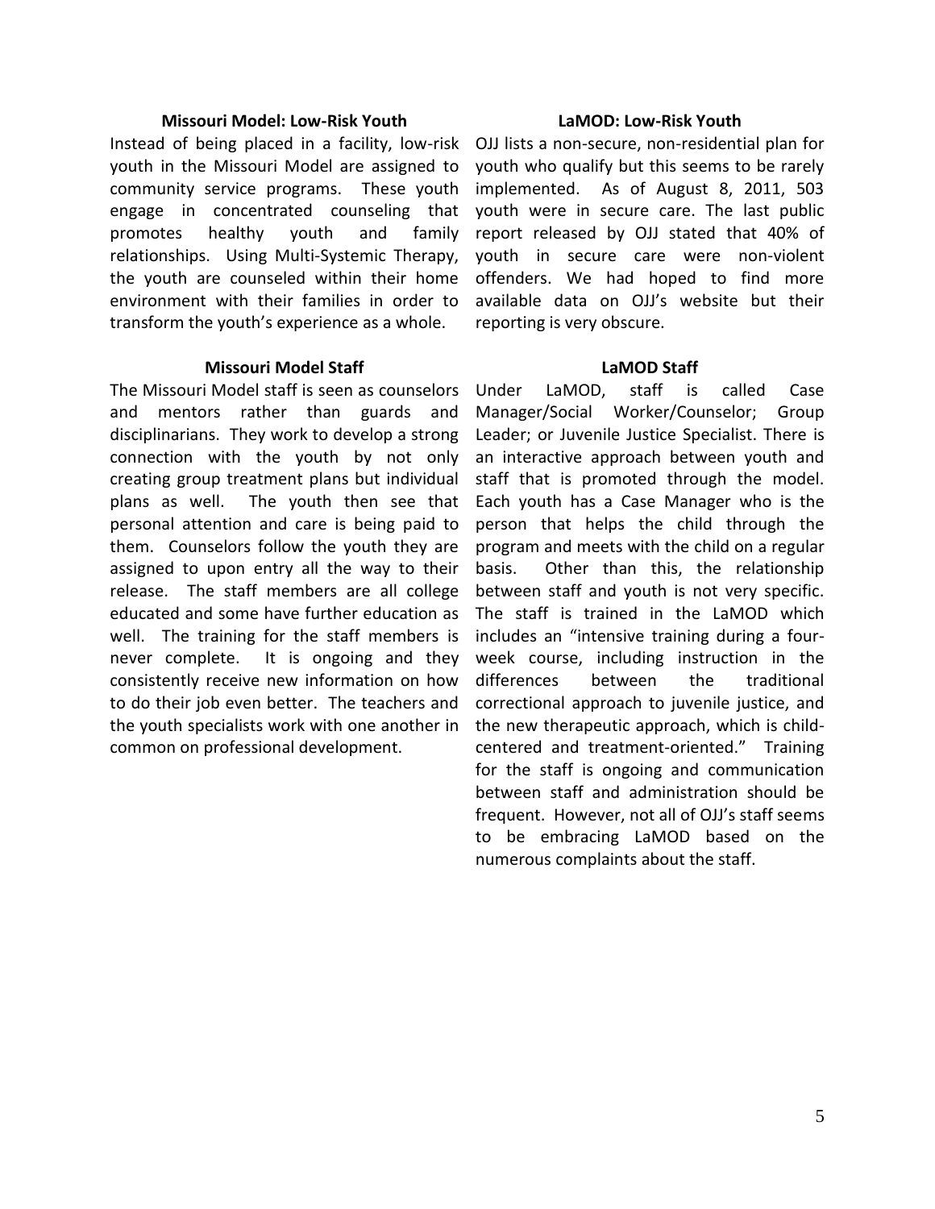**Missouri Model: Low-Risk Youth**

Instead of being placed in a facility, low-risk youth in the Missouri Model are assigned to community service programs. These youth engage in concentrated counseling that promotes healthy youth and family relationships. Using Multi-Systemic Therapy, the youth are counseled within their home environment with their families in order to transform the youth's experience as a whole.

**LaMOD: Low-Risk Youth**

OJJ lists a non-secure, non-residential plan for youth who qualify but this seems to be rarely implemented. As of August 8, 2011, 503 youth were in secure care. The last public report released by OJJ stated that 40% of youth in secure care were non-violent offenders. We had hoped to find more available data on OJJ's website but their reporting is very obscure.

**Missouri Model Staff**

The Missouri Model staff is seen as counselors and mentors rather than guards and disciplinarians. They work to develop a strong connection with the youth by not only creating group treatment plans but individual plans as well. The youth then see that personal attention and care is being paid to them. Counselors follow the youth they are assigned to upon entry all the way to their release. The staff members are all college educated and some have further education as well. The training for the staff members is never complete. It is ongoing and they consistently receive new information on how to do their job even better. The teachers and the youth specialists work with one another in common on professional development.

**LaMOD Staff**

Under LaMOD, staff is called Case Manager/Social Worker/Counselor; Group Leader; or Juvenile Justice Specialist. There is an interactive approach between youth and staff that is promoted through the model. Each youth has a Case Manager who is the person that helps the child through the program and meets with the child on a regular basis. Other than this, the relationship between staff and youth is not very specific. The staff is trained in the LaMOD which includes an "intensive training during a four-week course, including instruction in the differences between the traditional correctional approach to juvenile justice, and the new therapeutic approach, which is child-centered and treatment-oriented." Training for the staff is ongoing and communication between staff and administration should be frequent. However, not all of OJJ's staff seems to be embracing LaMOD based on the numerous complaints about the staff.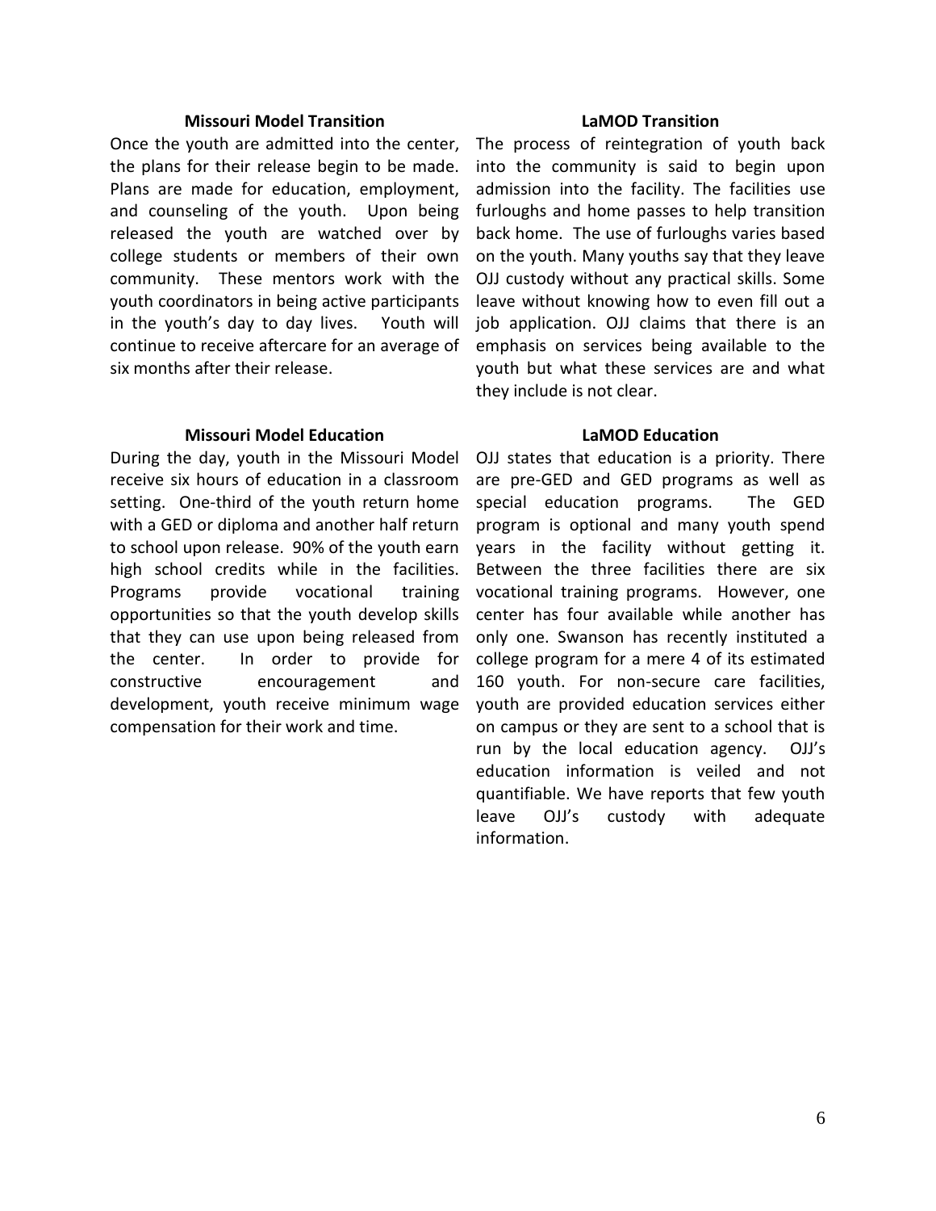### Missouri Model Transition

Once the youth are admitted into the center, the plans for their release begin to be made. Plans are made for education, employment, and counseling of the youth. Upon being released the youth are watched over by college students or members of their own community. These mentors work with the youth coordinators in being active participants in the youth's day to day lives. Youth will continue to receive aftercare for an average of six months after their release.

### LaMOD Transition

The process of reintegration of youth back into the community is said to begin upon admission into the facility. The facilities use furloughs and home passes to help transition back home. The use of furloughs varies based on the youth. Many youths say that they leave OJJ custody without any practical skills. Some leave without knowing how to even fill out a job application. OJJ claims that there is an emphasis on services being available to the youth but what these services are and what they include is not clear.

### Missouri Model Education

During the day, youth in the Missouri Model receive six hours of education in a classroom setting. One-third of the youth return home with a GED or diploma and another half return to school upon release. 90% of the youth earn high school credits while in the facilities. Programs provide vocational training opportunities so that the youth develop skills that they can use upon being released from the center. In order to provide for constructive encouragement and development, youth receive minimum wage compensation for their work and time.

### LaMOD Education

OJJ states that education is a priority. There are pre-GED and GED programs as well as special education programs. The GED program is optional and many youth spend years in the facility without getting it. Between the three facilities there are six vocational training programs. However, one center has four available while another has only one. Swanson has recently instituted a college program for a mere 4 of its estimated 160 youth. For non-secure care facilities, youth are provided education services either on campus or they are sent to a school that is run by the local education agency. OJJ's education information is veiled and not quantifiable. We have reports that few youth leave OJJ's custody with adequate information.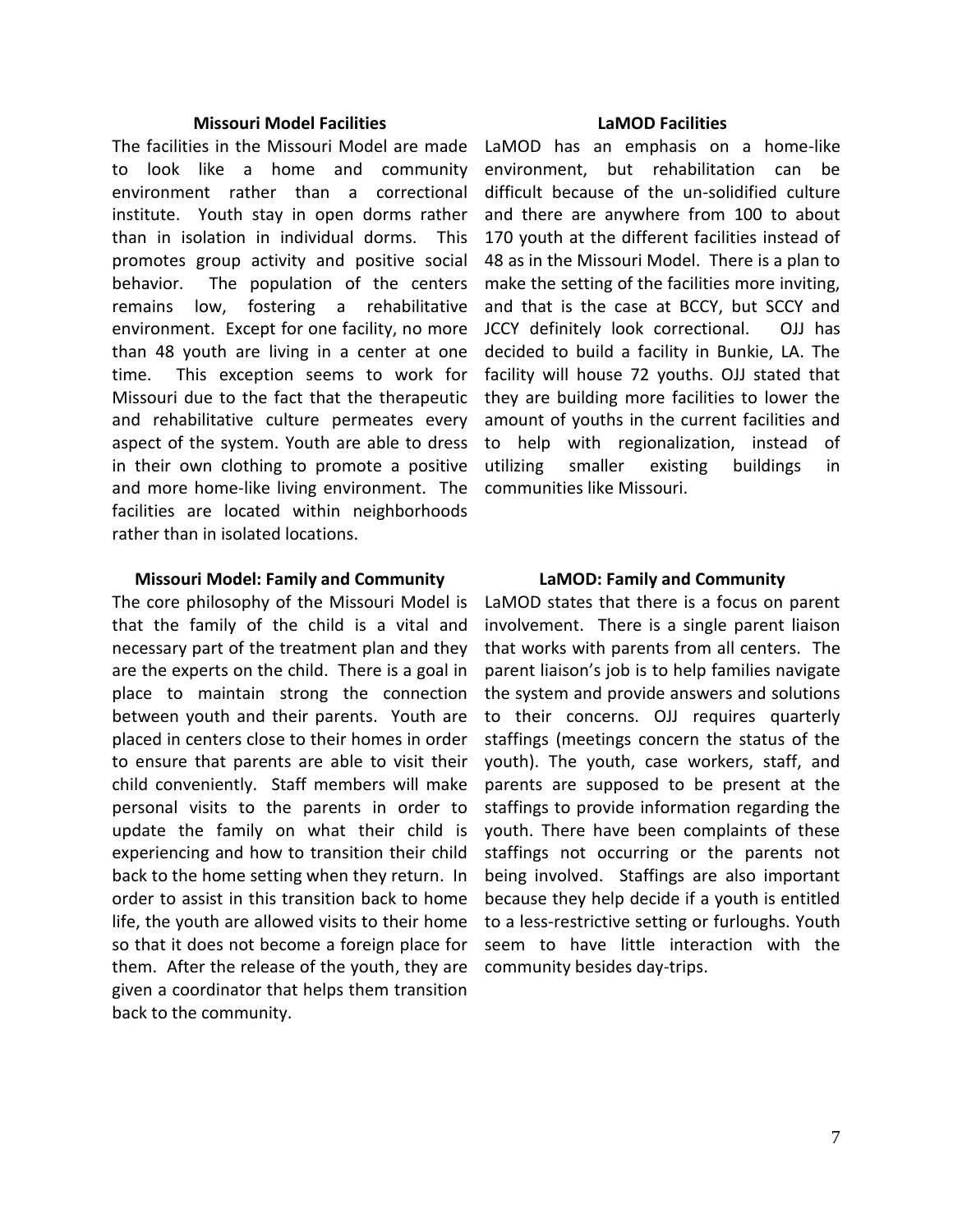### Missouri Model Facilities

The facilities in the Missouri Model are made to look like a home and community environment rather than a correctional institute. Youth stay in open dorms rather than in isolation in individual dorms. This promotes group activity and positive social behavior. The population of the centers remains low, fostering a rehabilitative environment. Except for one facility, no more than 48 youth are living in a center at one time. This exception seems to work for Missouri due to the fact that the therapeutic and rehabilitative culture permeates every aspect of the system. Youth are able to dress in their own clothing to promote a positive and more home-like living environment. The facilities are located within neighborhoods rather than in isolated locations.

### LaMOD Facilities

LaMOD has an emphasis on a home-like environment, but rehabilitation can be difficult because of the un-solidified culture and there are anywhere from 100 to about 170 youth at the different facilities instead of 48 as in the Missouri Model. There is a plan to make the setting of the facilities more inviting, and that is the case at BCCY, but SCCY and JCCY definitely look correctional. OJJ has decided to build a facility in Bunkie, LA. The facility will house 72 youths. OJJ stated that they are building more facilities to lower the amount of youths in the current facilities and to help with regionalization, instead of utilizing smaller existing buildings in communities like Missouri.

### Missouri Model: Family and Community

The core philosophy of the Missouri Model is that the family of the child is a vital and necessary part of the treatment plan and they are the experts on the child. There is a goal in place to maintain strong the connection between youth and their parents. Youth are placed in centers close to their homes in order to ensure that parents are able to visit their child conveniently. Staff members will make personal visits to the parents in order to update the family on what their child is experiencing and how to transition their child back to the home setting when they return. In order to assist in this transition back to home life, the youth are allowed visits to their home so that it does not become a foreign place for them. After the release of the youth, they are given a coordinator that helps them transition back to the community.

### LaMOD: Family and Community

LaMOD states that there is a focus on parent involvement. There is a single parent liaison that works with parents from all centers. The parent liaison's job is to help families navigate the system and provide answers and solutions to their concerns. OJJ requires quarterly staffings (meetings concern the status of the youth). The youth, case workers, staff, and parents are supposed to be present at the staffings to provide information regarding the youth. There have been complaints of these staffings not occurring or the parents not being involved. Staffings are also important because they help decide if a youth is entitled to a less-restrictive setting or furloughs. Youth seem to have little interaction with the community besides day-trips.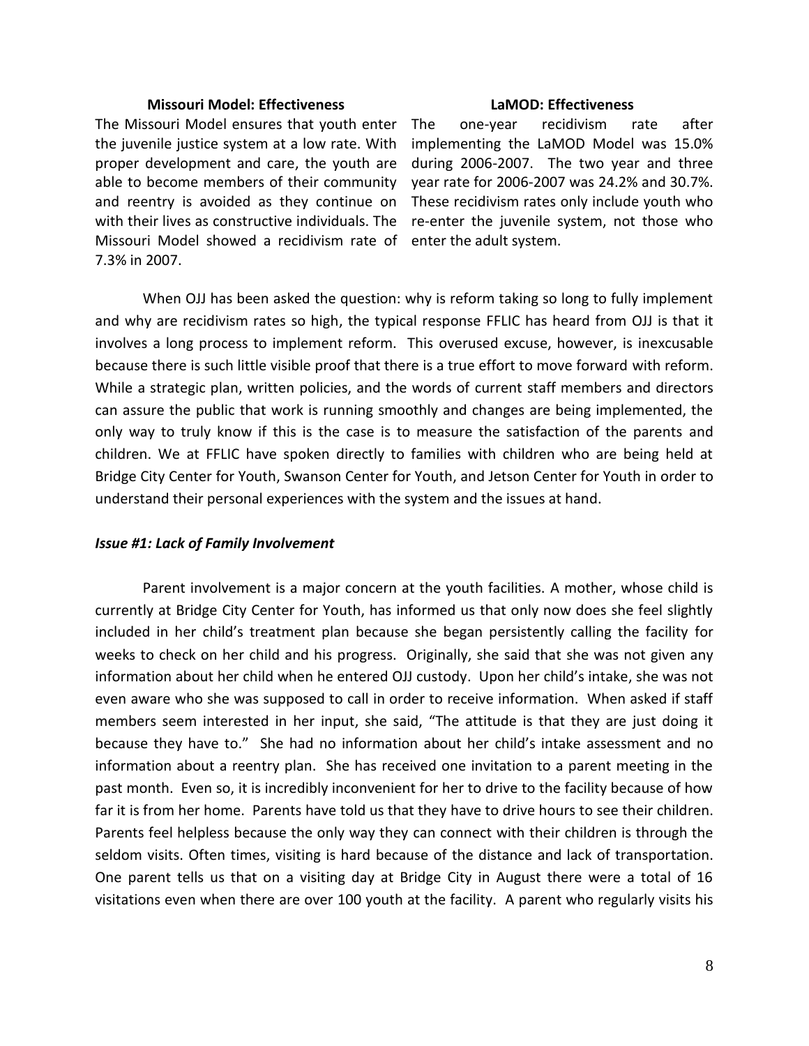**Missouri Model: Effectiveness**

The Missouri Model ensures that youth enter the juvenile justice system at a low rate. With proper development and care, the youth are able to become members of their community and reentry is avoided as they continue on with their lives as constructive individuals. The Missouri Model showed a recidivism rate of 7.3% in 2007.

**LaMOD: Effectiveness**

The one-year recidivism rate after implementing the LaMOD Model was 15.0% during 2006-2007. The two year and three year rate for 2006-2007 was 24.2% and 30.7%. These recidivism rates only include youth who re-enter the juvenile system, not those who enter the adult system.

When OJJ has been asked the question: why is reform taking so long to fully implement and why are recidivism rates so high, the typical response FFLIC has heard from OJJ is that it involves a long process to implement reform. This overused excuse, however, is inexcusable because there is such little visible proof that there is a true effort to move forward with reform. While a strategic plan, written policies, and the words of current staff members and directors can assure the public that work is running smoothly and changes are being implemented, the only way to truly know if this is the case is to measure the satisfaction of the parents and children. We at FFLIC have spoken directly to families with children who are being held at Bridge City Center for Youth, Swanson Center for Youth, and Jetson Center for Youth in order to understand their personal experiences with the system and the issues at hand.

### *Issue #1: Lack of Family Involvement*

Parent involvement is a major concern at the youth facilities. A mother, whose child is currently at Bridge City Center for Youth, has informed us that only now does she feel slightly included in her child's treatment plan because she began persistently calling the facility for weeks to check on her child and his progress. Originally, she said that she was not given any information about her child when he entered OJJ custody. Upon her child's intake, she was not even aware who she was supposed to call in order to receive information. When asked if staff members seem interested in her input, she said, "The attitude is that they are just doing it because they have to." She had no information about her child's intake assessment and no information about a reentry plan. She has received one invitation to a parent meeting in the past month. Even so, it is incredibly inconvenient for her to drive to the facility because of how far it is from her home. Parents have told us that they have to drive hours to see their children. Parents feel helpless because the only way they can connect with their children is through the seldom visits. Often times, visiting is hard because of the distance and lack of transportation. One parent tells us that on a visiting day at Bridge City in August there were a total of 16 visitations even when there are over 100 youth at the facility. A parent who regularly visits his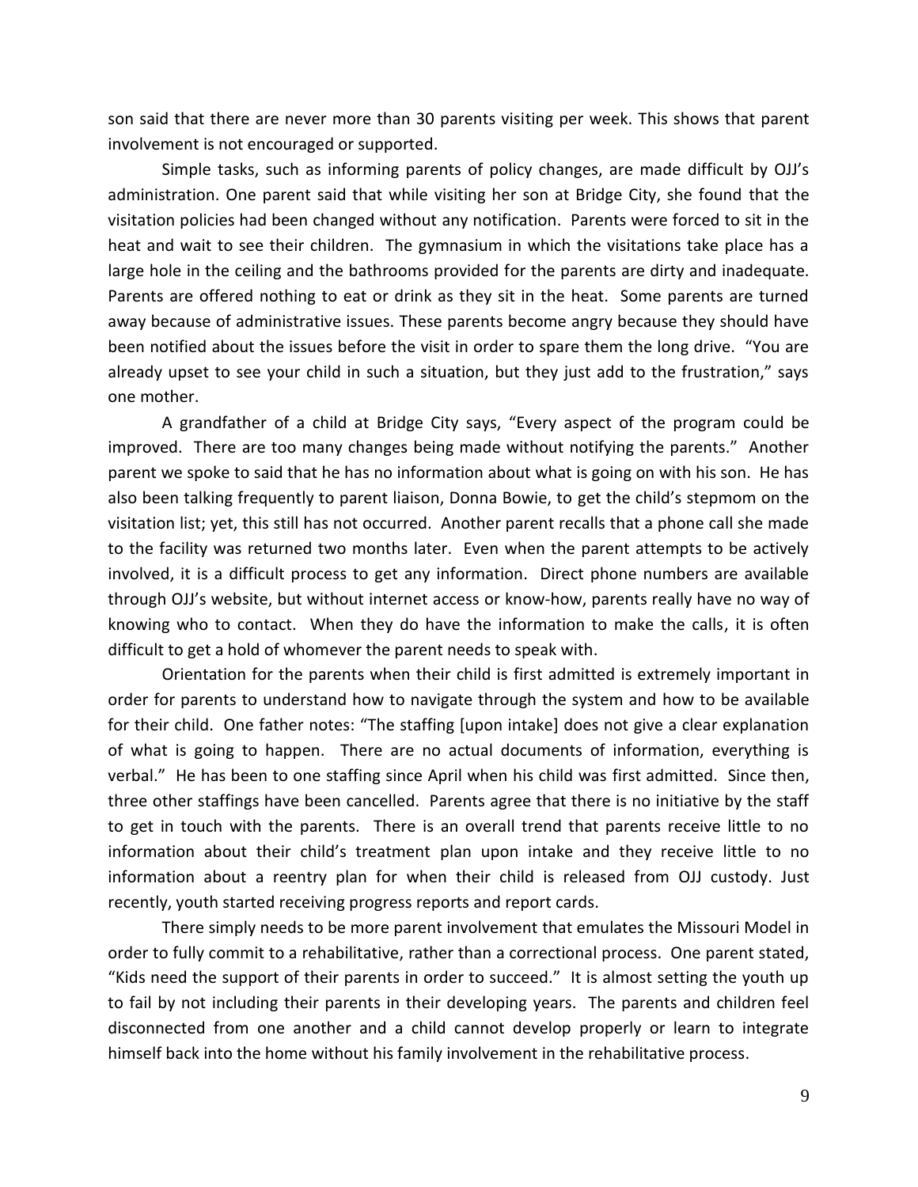son said that there are never more than 30 parents visiting per week. This shows that parent involvement is not encouraged or supported.

Simple tasks, such as informing parents of policy changes, are made difficult by OJJ's administration. One parent said that while visiting her son at Bridge City, she found that the visitation policies had been changed without any notification. Parents were forced to sit in the heat and wait to see their children. The gymnasium in which the visitations take place has a large hole in the ceiling and the bathrooms provided for the parents are dirty and inadequate. Parents are offered nothing to eat or drink as they sit in the heat. Some parents are turned away because of administrative issues. These parents become angry because they should have been notified about the issues before the visit in order to spare them the long drive. "You are already upset to see your child in such a situation, but they just add to the frustration," says one mother.

A grandfather of a child at Bridge City says, "Every aspect of the program could be improved. There are too many changes being made without notifying the parents." Another parent we spoke to said that he has no information about what is going on with his son. He has also been talking frequently to parent liaison, Donna Bowie, to get the child's stepmom on the visitation list; yet, this still has not occurred. Another parent recalls that a phone call she made to the facility was returned two months later. Even when the parent attempts to be actively involved, it is a difficult process to get any information. Direct phone numbers are available through OJJ's website, but without internet access or know-how, parents really have no way of knowing who to contact. When they do have the information to make the calls, it is often difficult to get a hold of whomever the parent needs to speak with.

Orientation for the parents when their child is first admitted is extremely important in order for parents to understand how to navigate through the system and how to be available for their child. One father notes: "The staffing [upon intake] does not give a clear explanation of what is going to happen. There are no actual documents of information, everything is verbal." He has been to one staffing since April when his child was first admitted. Since then, three other staffings have been cancelled. Parents agree that there is no initiative by the staff to get in touch with the parents. There is an overall trend that parents receive little to no information about their child's treatment plan upon intake and they receive little to no information about a reentry plan for when their child is released from OJJ custody. Just recently, youth started receiving progress reports and report cards.

There simply needs to be more parent involvement that emulates the Missouri Model in order to fully commit to a rehabilitative, rather than a correctional process. One parent stated, "Kids need the support of their parents in order to succeed." It is almost setting the youth up to fail by not including their parents in their developing years. The parents and children feel disconnected from one another and a child cannot develop properly or learn to integrate himself back into the home without his family involvement in the rehabilitative process.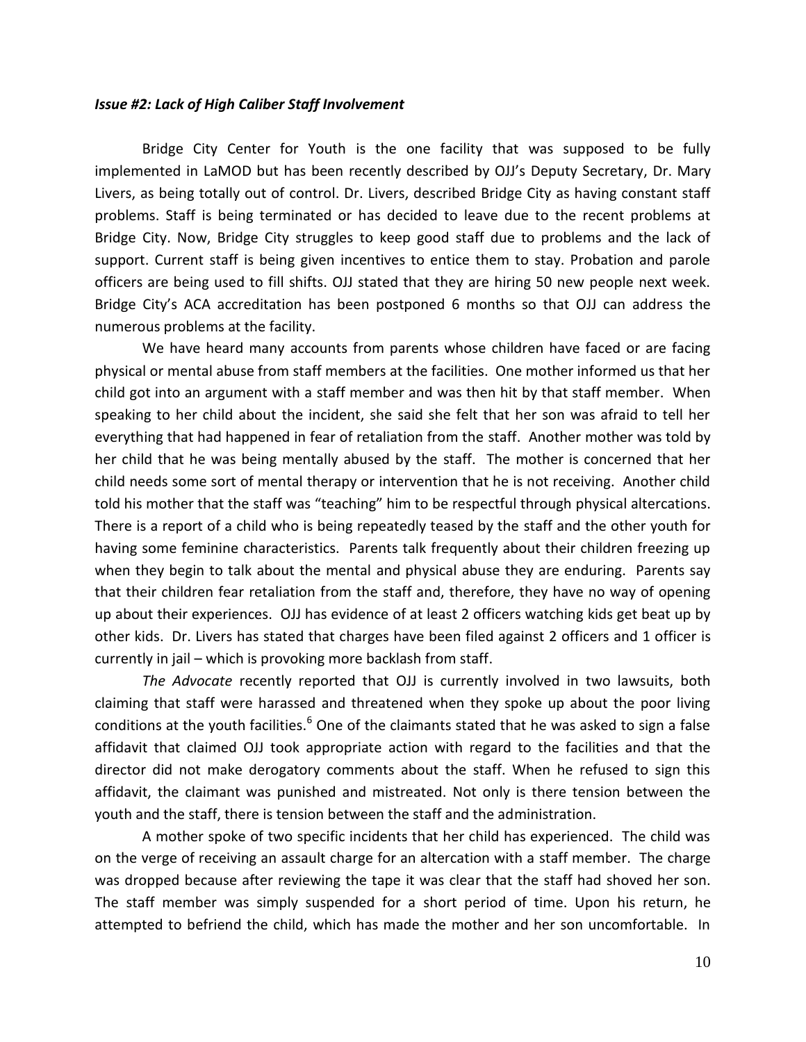### *Issue #2: Lack of High Caliber Staff Involvement*

Bridge City Center for Youth is the one facility that was supposed to be fully implemented in LaMOD but has been recently described by OJJ's Deputy Secretary, Dr. Mary Livers, as being totally out of control. Dr. Livers, described Bridge City as having constant staff problems. Staff is being terminated or has decided to leave due to the recent problems at Bridge City. Now, Bridge City struggles to keep good staff due to problems and the lack of support. Current staff is being given incentives to entice them to stay. Probation and parole officers are being used to fill shifts. OJJ stated that they are hiring 50 new people next week. Bridge City's ACA accreditation has been postponed 6 months so that OJJ can address the numerous problems at the facility.

We have heard many accounts from parents whose children have faced or are facing physical or mental abuse from staff members at the facilities. One mother informed us that her child got into an argument with a staff member and was then hit by that staff member. When speaking to her child about the incident, she said she felt that her son was afraid to tell her everything that had happened in fear of retaliation from the staff. Another mother was told by her child that he was being mentally abused by the staff. The mother is concerned that her child needs some sort of mental therapy or intervention that he is not receiving. Another child told his mother that the staff was "teaching" him to be respectful through physical altercations. There is a report of a child who is being repeatedly teased by the staff and the other youth for having some feminine characteristics. Parents talk frequently about their children freezing up when they begin to talk about the mental and physical abuse they are enduring. Parents say that their children fear retaliation from the staff and, therefore, they have no way of opening up about their experiences. OJJ has evidence of at least 2 officers watching kids get beat up by other kids. Dr. Livers has stated that charges have been filed against 2 officers and 1 officer is currently in jail – which is provoking more backlash from staff.

*The Advocate* recently reported that OJJ is currently involved in two lawsuits, both claiming that staff were harassed and threatened when they spoke up about the poor living conditions at the youth facilities.[6] One of the claimants stated that he was asked to sign a false affidavit that claimed OJJ took appropriate action with regard to the facilities and that the director did not make derogatory comments about the staff. When he refused to sign this affidavit, the claimant was punished and mistreated. Not only is there tension between the youth and the staff, there is tension between the staff and the administration.

A mother spoke of two specific incidents that her child has experienced. The child was on the verge of receiving an assault charge for an altercation with a staff member. The charge was dropped because after reviewing the tape it was clear that the staff had shoved her son. The staff member was simply suspended for a short period of time. Upon his return, he attempted to befriend the child, which has made the mother and her son uncomfortable. In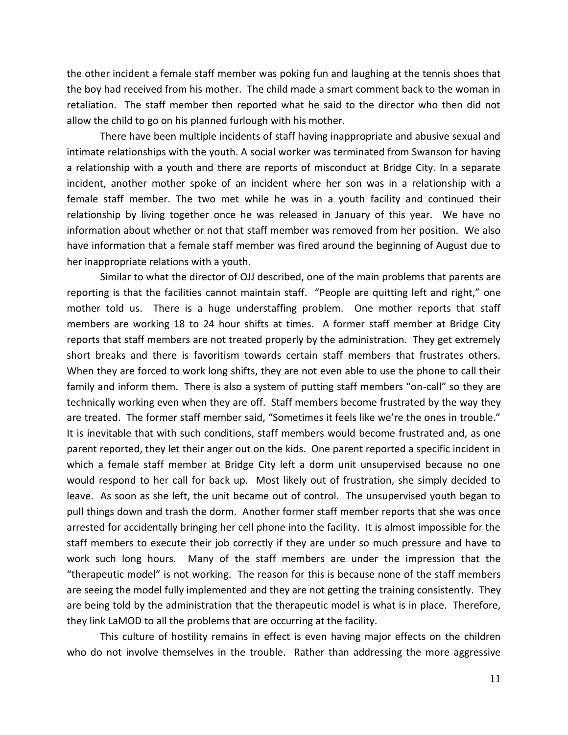the other incident a female staff member was poking fun and laughing at the tennis shoes that the boy had received from his mother. The child made a smart comment back to the woman in retaliation. The staff member then reported what he said to the director who then did not allow the child to go on his planned furlough with his mother.

There have been multiple incidents of staff having inappropriate and abusive sexual and intimate relationships with the youth. A social worker was terminated from Swanson for having a relationship with a youth and there are reports of misconduct at Bridge City. In a separate incident, another mother spoke of an incident where her son was in a relationship with a female staff member. The two met while he was in a youth facility and continued their relationship by living together once he was released in January of this year. We have no information about whether or not that staff member was removed from her position. We also have information that a female staff member was fired around the beginning of August due to her inappropriate relations with a youth.

Similar to what the director of OJJ described, one of the main problems that parents are reporting is that the facilities cannot maintain staff. "People are quitting left and right," one mother told us. There is a huge understaffing problem. One mother reports that staff members are working 18 to 24 hour shifts at times. A former staff member at Bridge City reports that staff members are not treated properly by the administration. They get extremely short breaks and there is favoritism towards certain staff members that frustrates others. When they are forced to work long shifts, they are not even able to use the phone to call their family and inform them. There is also a system of putting staff members "on-call" so they are technically working even when they are off. Staff members become frustrated by the way they are treated. The former staff member said, "Sometimes it feels like we're the ones in trouble." It is inevitable that with such conditions, staff members would become frustrated and, as one parent reported, they let their anger out on the kids. One parent reported a specific incident in which a female staff member at Bridge City left a dorm unit unsupervised because no one would respond to her call for back up. Most likely out of frustration, she simply decided to leave. As soon as she left, the unit became out of control. The unsupervised youth began to pull things down and trash the dorm. Another former staff member reports that she was once arrested for accidentally bringing her cell phone into the facility. It is almost impossible for the staff members to execute their job correctly if they are under so much pressure and have to work such long hours. Many of the staff members are under the impression that the "therapeutic model" is not working. The reason for this is because none of the staff members are seeing the model fully implemented and they are not getting the training consistently. They are being told by the administration that the therapeutic model is what is in place. Therefore, they link LaMOD to all the problems that are occurring at the facility.

This culture of hostility remains in effect is even having major effects on the children who do not involve themselves in the trouble. Rather than addressing the more aggressive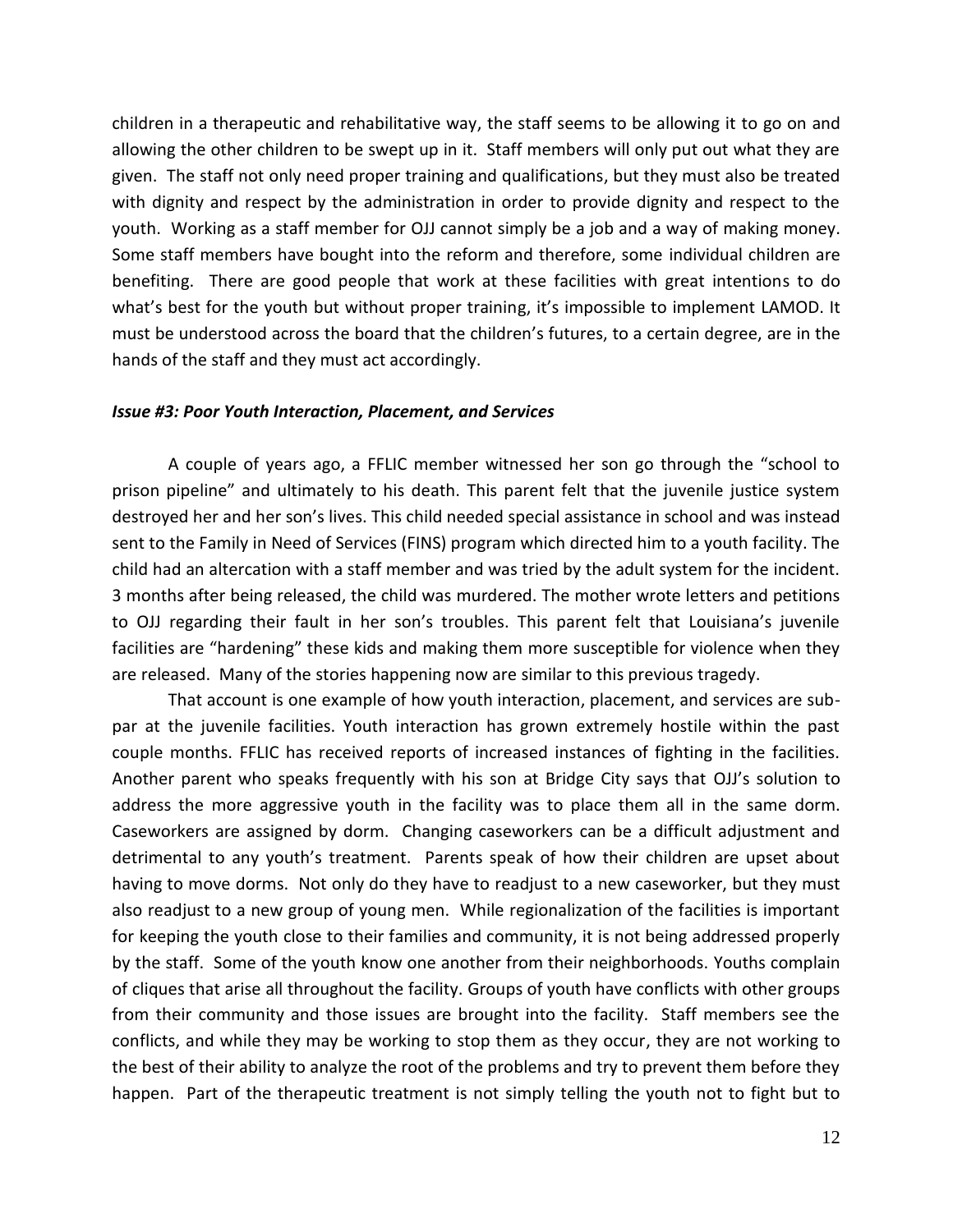children in a therapeutic and rehabilitative way, the staff seems to be allowing it to go on and allowing the other children to be swept up in it. Staff members will only put out what they are given. The staff not only need proper training and qualifications, but they must also be treated with dignity and respect by the administration in order to provide dignity and respect to the youth. Working as a staff member for OJJ cannot simply be a job and a way of making money. Some staff members have bought into the reform and therefore, some individual children are benefiting. There are good people that work at these facilities with great intentions to do what's best for the youth but without proper training, it's impossible to implement LAMOD. It must be understood across the board that the children's futures, to a certain degree, are in the hands of the staff and they must act accordingly.

***Issue #3: Poor Youth Interaction, Placement, and Services***

A couple of years ago, a FFLIC member witnessed her son go through the "school to prison pipeline" and ultimately to his death. This parent felt that the juvenile justice system destroyed her and her son's lives. This child needed special assistance in school and was instead sent to the Family in Need of Services (FINS) program which directed him to a youth facility. The child had an altercation with a staff member and was tried by the adult system for the incident. 3 months after being released, the child was murdered. The mother wrote letters and petitions to OJJ regarding their fault in her son's troubles. This parent felt that Louisiana's juvenile facilities are "hardening" these kids and making them more susceptible for violence when they are released. Many of the stories happening now are similar to this previous tragedy.

That account is one example of how youth interaction, placement, and services are sub-par at the juvenile facilities. Youth interaction has grown extremely hostile within the past couple months. FFLIC has received reports of increased instances of fighting in the facilities. Another parent who speaks frequently with his son at Bridge City says that OJJ's solution to address the more aggressive youth in the facility was to place them all in the same dorm. Caseworkers are assigned by dorm. Changing caseworkers can be a difficult adjustment and detrimental to any youth's treatment. Parents speak of how their children are upset about having to move dorms. Not only do they have to readjust to a new caseworker, but they must also readjust to a new group of young men. While regionalization of the facilities is important for keeping the youth close to their families and community, it is not being addressed properly by the staff. Some of the youth know one another from their neighborhoods. Youths complain of cliques that arise all throughout the facility. Groups of youth have conflicts with other groups from their community and those issues are brought into the facility. Staff members see the conflicts, and while they may be working to stop them as they occur, they are not working to the best of their ability to analyze the root of the problems and try to prevent them before they happen. Part of the therapeutic treatment is not simply telling the youth not to fight but to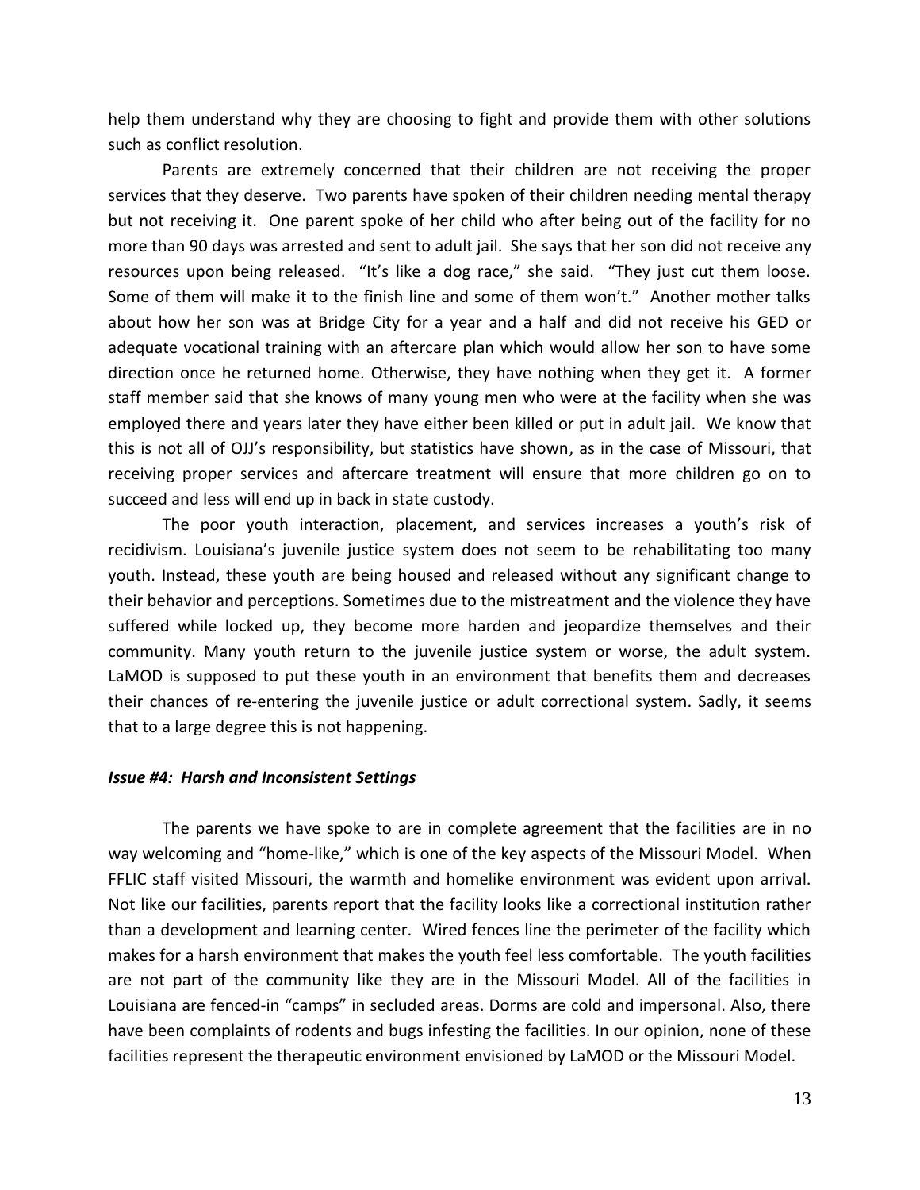help them understand why they are choosing to fight and provide them with other solutions such as conflict resolution.

Parents are extremely concerned that their children are not receiving the proper services that they deserve. Two parents have spoken of their children needing mental therapy but not receiving it. One parent spoke of her child who after being out of the facility for no more than 90 days was arrested and sent to adult jail. She says that her son did not receive any resources upon being released. "It's like a dog race," she said. "They just cut them loose. Some of them will make it to the finish line and some of them won't." Another mother talks about how her son was at Bridge City for a year and a half and did not receive his GED or adequate vocational training with an aftercare plan which would allow her son to have some direction once he returned home. Otherwise, they have nothing when they get it. A former staff member said that she knows of many young men who were at the facility when she was employed there and years later they have either been killed or put in adult jail. We know that this is not all of OJJ's responsibility, but statistics have shown, as in the case of Missouri, that receiving proper services and aftercare treatment will ensure that more children go on to succeed and less will end up in back in state custody.

The poor youth interaction, placement, and services increases a youth's risk of recidivism. Louisiana's juvenile justice system does not seem to be rehabilitating too many youth. Instead, these youth are being housed and released without any significant change to their behavior and perceptions. Sometimes due to the mistreatment and the violence they have suffered while locked up, they become more harden and jeopardize themselves and their community. Many youth return to the juvenile justice system or worse, the adult system. LaMOD is supposed to put these youth in an environment that benefits them and decreases their chances of re-entering the juvenile justice or adult correctional system. Sadly, it seems that to a large degree this is not happening.

### *Issue #4: Harsh and Inconsistent Settings*

The parents we have spoke to are in complete agreement that the facilities are in no way welcoming and "home-like," which is one of the key aspects of the Missouri Model. When FFLIC staff visited Missouri, the warmth and homelike environment was evident upon arrival. Not like our facilities, parents report that the facility looks like a correctional institution rather than a development and learning center. Wired fences line the perimeter of the facility which makes for a harsh environment that makes the youth feel less comfortable. The youth facilities are not part of the community like they are in the Missouri Model. All of the facilities in Louisiana are fenced-in "camps" in secluded areas. Dorms are cold and impersonal. Also, there have been complaints of rodents and bugs infesting the facilities. In our opinion, none of these facilities represent the therapeutic environment envisioned by LaMOD or the Missouri Model.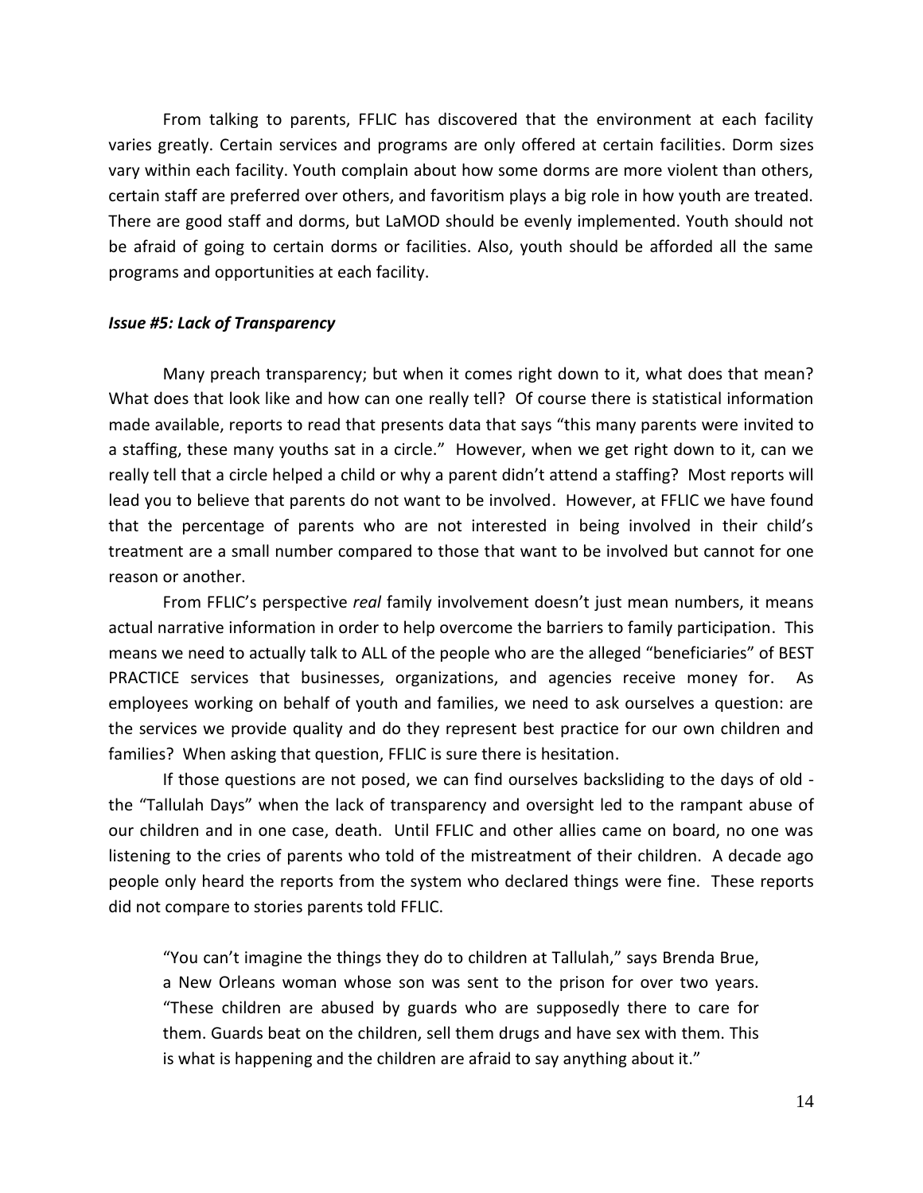From talking to parents, FFLIC has discovered that the environment at each facility varies greatly. Certain services and programs are only offered at certain facilities. Dorm sizes vary within each facility. Youth complain about how some dorms are more violent than others, certain staff are preferred over others, and favoritism plays a big role in how youth are treated. There are good staff and dorms, but LaMOD should be evenly implemented. Youth should not be afraid of going to certain dorms or facilities. Also, youth should be afforded all the same programs and opportunities at each facility.

### *Issue #5: Lack of Transparency*

Many preach transparency; but when it comes right down to it, what does that mean? What does that look like and how can one really tell? Of course there is statistical information made available, reports to read that presents data that says "this many parents were invited to a staffing, these many youths sat in a circle." However, when we get right down to it, can we really tell that a circle helped a child or why a parent didn't attend a staffing? Most reports will lead you to believe that parents do not want to be involved. However, at FFLIC we have found that the percentage of parents who are not interested in being involved in their child's treatment are a small number compared to those that want to be involved but cannot for one reason or another.

From FFLIC's perspective *real* family involvement doesn't just mean numbers, it means actual narrative information in order to help overcome the barriers to family participation. This means we need to actually talk to ALL of the people who are the alleged "beneficiaries" of BEST PRACTICE services that businesses, organizations, and agencies receive money for. As employees working on behalf of youth and families, we need to ask ourselves a question: are the services we provide quality and do they represent best practice for our own children and families? When asking that question, FFLIC is sure there is hesitation.

If those questions are not posed, we can find ourselves backsliding to the days of old - the "Tallulah Days" when the lack of transparency and oversight led to the rampant abuse of our children and in one case, death. Until FFLIC and other allies came on board, no one was listening to the cries of parents who told of the mistreatment of their children. A decade ago people only heard the reports from the system who declared things were fine. These reports did not compare to stories parents told FFLIC.

> "You can't imagine the things they do to children at Tallulah," says Brenda Brue, a New Orleans woman whose son was sent to the prison for over two years. "These children are abused by guards who are supposedly there to care for them. Guards beat on the children, sell them drugs and have sex with them. This is what is happening and the children are afraid to say anything about it."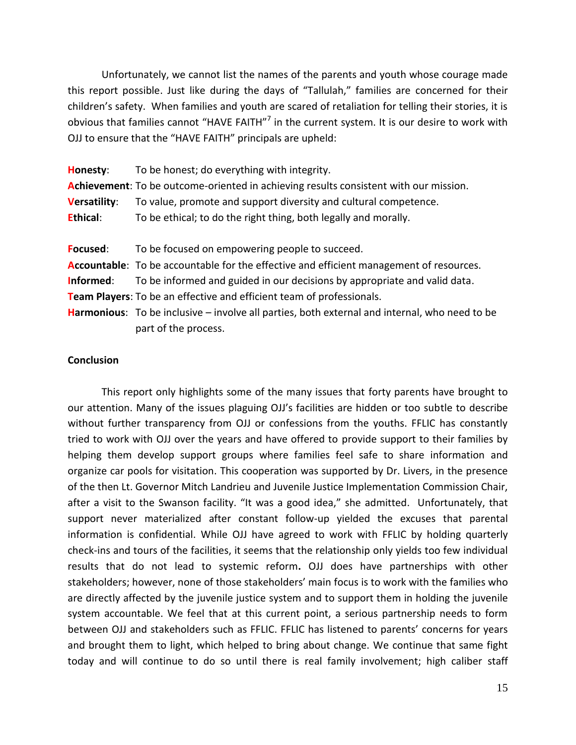Unfortunately, we cannot list the names of the parents and youth whose courage made this report possible. Just like during the days of "Tallulah," families are concerned for their children's safety. When families and youth are scared of retaliation for telling their stories, it is obvious that families cannot "HAVE FAITH"[7] in the current system. It is our desire to work with OJJ to ensure that the "HAVE FAITH" principals are upheld:

**Honesty**: To be honest; do everything with integrity.
**Achievement**: To be outcome-oriented in achieving results consistent with our mission.
**Versatility**: To value, promote and support diversity and cultural competence.
**Ethical**: To be ethical; to do the right thing, both legally and morally.

**Focused**: To be focused on empowering people to succeed.
**Accountable**: To be accountable for the effective and efficient management of resources.
**Informed**: To be informed and guided in our decisions by appropriate and valid data.
**Team Players**: To be an effective and efficient team of professionals.
**Harmonious**: To be inclusive – involve all parties, both external and internal, who need to be part of the process.

**Conclusion**

This report only highlights some of the many issues that forty parents have brought to our attention. Many of the issues plaguing OJJ's facilities are hidden or too subtle to describe without further transparency from OJJ or confessions from the youths. FFLIC has constantly tried to work with OJJ over the years and have offered to provide support to their families by helping them develop support groups where families feel safe to share information and organize car pools for visitation. This cooperation was supported by Dr. Livers, in the presence of the then Lt. Governor Mitch Landrieu and Juvenile Justice Implementation Commission Chair, after a visit to the Swanson facility. "It was a good idea," she admitted. Unfortunately, that support never materialized after constant follow-up yielded the excuses that parental information is confidential. While OJJ have agreed to work with FFLIC by holding quarterly check-ins and tours of the facilities, it seems that the relationship only yields too few individual results that do not lead to systemic reform**.** OJJ does have partnerships with other stakeholders; however, none of those stakeholders' main focus is to work with the families who are directly affected by the juvenile justice system and to support them in holding the juvenile system accountable. We feel that at this current point, a serious partnership needs to form between OJJ and stakeholders such as FFLIC. FFLIC has listened to parents' concerns for years and brought them to light, which helped to bring about change. We continue that same fight today and will continue to do so until there is real family involvement; high caliber staff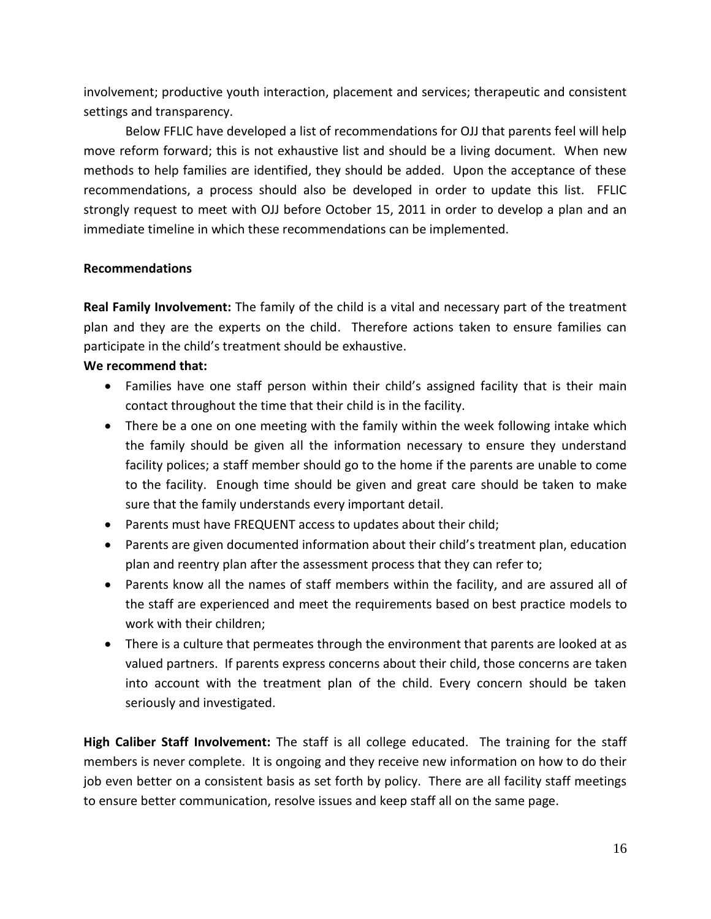involvement; productive youth interaction, placement and services; therapeutic and consistent settings and transparency.

Below FFLIC have developed a list of recommendations for OJJ that parents feel will help move reform forward; this is not exhaustive list and should be a living document. When new methods to help families are identified, they should be added. Upon the acceptance of these recommendations, a process should also be developed in order to update this list. FFLIC strongly request to meet with OJJ before October 15, 2011 in order to develop a plan and an immediate timeline in which these recommendations can be implemented.

**Recommendations**

**Real Family Involvement:** The family of the child is a vital and necessary part of the treatment plan and they are the experts on the child. Therefore actions taken to ensure families can participate in the child's treatment should be exhaustive.

**We recommend that:**

- Families have one staff person within their child's assigned facility that is their main contact throughout the time that their child is in the facility.
- There be a one on one meeting with the family within the week following intake which the family should be given all the information necessary to ensure they understand facility polices; a staff member should go to the home if the parents are unable to come to the facility. Enough time should be given and great care should be taken to make sure that the family understands every important detail.
- Parents must have FREQUENT access to updates about their child;
- Parents are given documented information about their child's treatment plan, education plan and reentry plan after the assessment process that they can refer to;
- Parents know all the names of staff members within the facility, and are assured all of the staff are experienced and meet the requirements based on best practice models to work with their children;
- There is a culture that permeates through the environment that parents are looked at as valued partners. If parents express concerns about their child, those concerns are taken into account with the treatment plan of the child. Every concern should be taken seriously and investigated.

**High Caliber Staff Involvement:** The staff is all college educated. The training for the staff members is never complete. It is ongoing and they receive new information on how to do their job even better on a consistent basis as set forth by policy. There are all facility staff meetings to ensure better communication, resolve issues and keep staff all on the same page.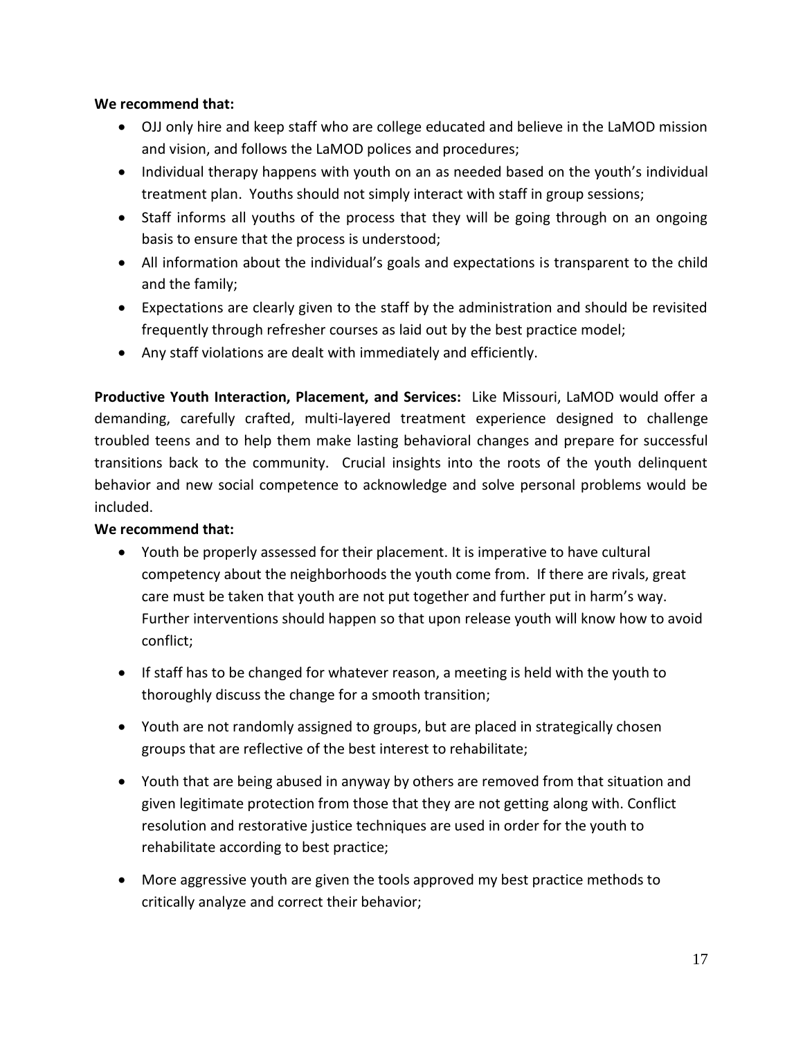**We recommend that:**

- OJJ only hire and keep staff who are college educated and believe in the LaMOD mission and vision, and follows the LaMOD polices and procedures;
- Individual therapy happens with youth on an as needed based on the youth's individual treatment plan. Youths should not simply interact with staff in group sessions;
- Staff informs all youths of the process that they will be going through on an ongoing basis to ensure that the process is understood;
- All information about the individual's goals and expectations is transparent to the child and the family;
- Expectations are clearly given to the staff by the administration and should be revisited frequently through refresher courses as laid out by the best practice model;
- Any staff violations are dealt with immediately and efficiently.

**Productive Youth Interaction, Placement, and Services:** Like Missouri, LaMOD would offer a demanding, carefully crafted, multi-layered treatment experience designed to challenge troubled teens and to help them make lasting behavioral changes and prepare for successful transitions back to the community. Crucial insights into the roots of the youth delinquent behavior and new social competence to acknowledge and solve personal problems would be included.

**We recommend that:**

- Youth be properly assessed for their placement. It is imperative to have cultural competency about the neighborhoods the youth come from. If there are rivals, great care must be taken that youth are not put together and further put in harm's way. Further interventions should happen so that upon release youth will know how to avoid conflict;
- If staff has to be changed for whatever reason, a meeting is held with the youth to thoroughly discuss the change for a smooth transition;
- Youth are not randomly assigned to groups, but are placed in strategically chosen groups that are reflective of the best interest to rehabilitate;
- Youth that are being abused in anyway by others are removed from that situation and given legitimate protection from those that they are not getting along with. Conflict resolution and restorative justice techniques are used in order for the youth to rehabilitate according to best practice;
- More aggressive youth are given the tools approved my best practice methods to critically analyze and correct their behavior;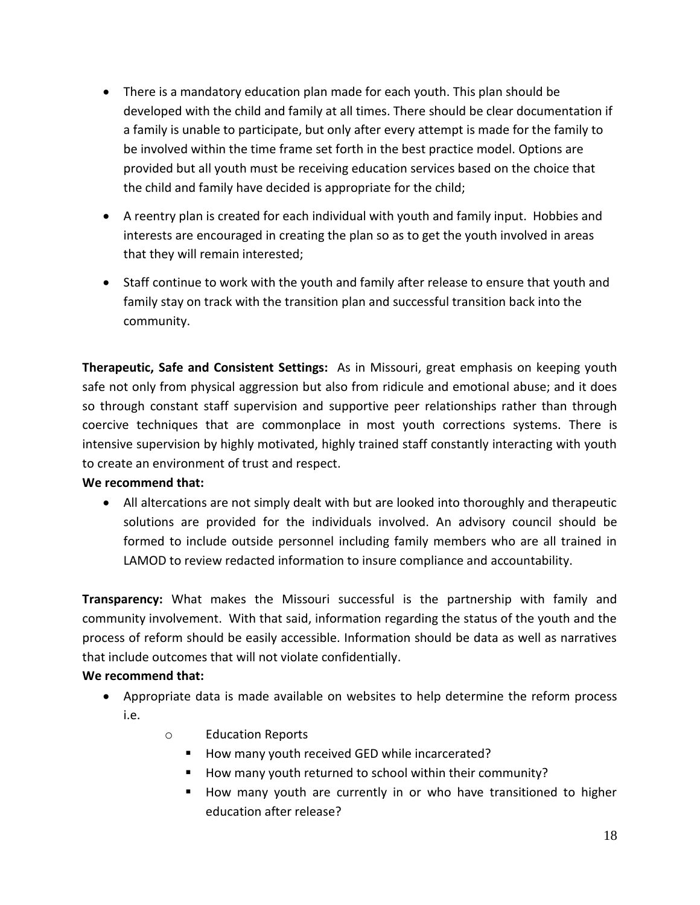- There is a mandatory education plan made for each youth. This plan should be developed with the child and family at all times. There should be clear documentation if a family is unable to participate, but only after every attempt is made for the family to be involved within the time frame set forth in the best practice model. Options are provided but all youth must be receiving education services based on the choice that the child and family have decided is appropriate for the child;
- A reentry plan is created for each individual with youth and family input. Hobbies and interests are encouraged in creating the plan so as to get the youth involved in areas that they will remain interested;
- Staff continue to work with the youth and family after release to ensure that youth and family stay on track with the transition plan and successful transition back into the community.

**Therapeutic, Safe and Consistent Settings:** As in Missouri, great emphasis on keeping youth safe not only from physical aggression but also from ridicule and emotional abuse; and it does so through constant staff supervision and supportive peer relationships rather than through coercive techniques that are commonplace in most youth corrections systems. There is intensive supervision by highly motivated, highly trained staff constantly interacting with youth to create an environment of trust and respect.

**We recommend that:**

- All altercations are not simply dealt with but are looked into thoroughly and therapeutic solutions are provided for the individuals involved. An advisory council should be formed to include outside personnel including family members who are all trained in LAMOD to review redacted information to insure compliance and accountability.

**Transparency:** What makes the Missouri successful is the partnership with family and community involvement. With that said, information regarding the status of the youth and the process of reform should be easily accessible. Information should be data as well as narratives that include outcomes that will not violate confidentially.

**We recommend that:**

- Appropriate data is made available on websites to help determine the reform process i.e.
  - Education Reports
    - How many youth received GED while incarcerated?
    - How many youth returned to school within their community?
    - How many youth are currently in or who have transitioned to higher education after release?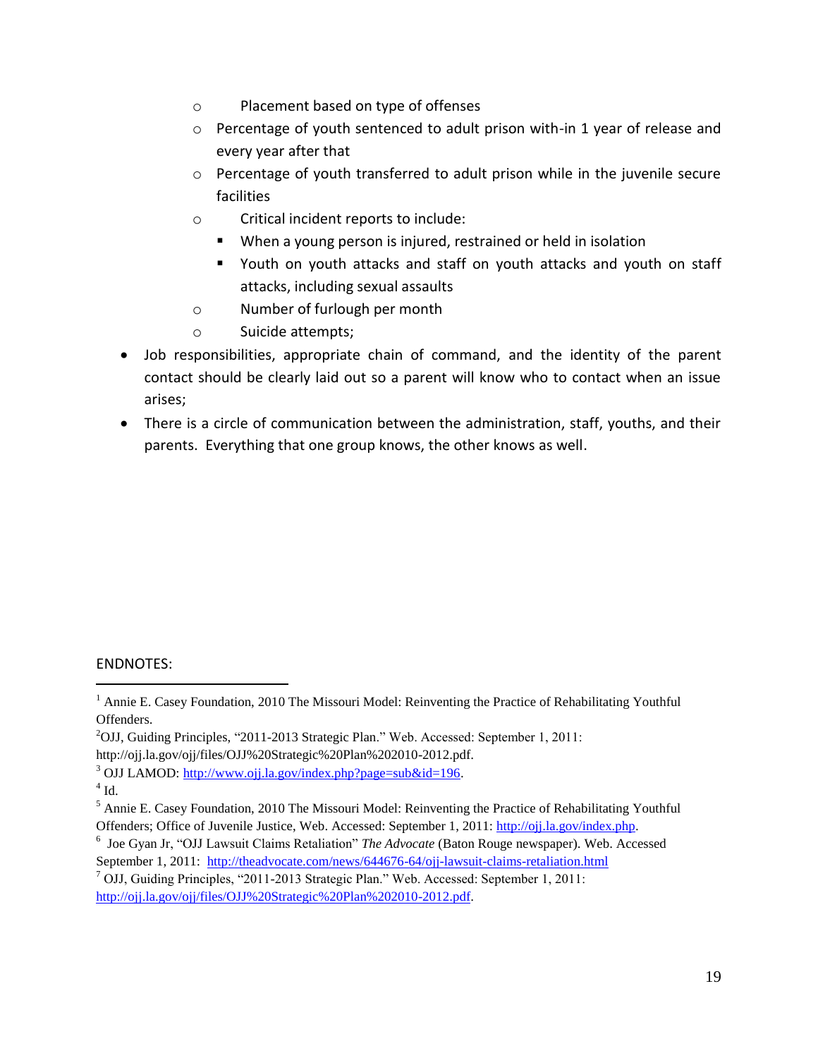- Placement based on type of offenses
  - Percentage of youth sentenced to adult prison with-in 1 year of release and every year after that
  - Percentage of youth transferred to adult prison while in the juvenile secure facilities
  - Critical incident reports to include:
    - When a young person is injured, restrained or held in isolation
    - Youth on youth attacks and staff on youth attacks and youth on staff attacks, including sexual assaults
  - Number of furlough per month
  - Suicide attempts;
- Job responsibilities, appropriate chain of command, and the identity of the parent contact should be clearly laid out so a parent will know who to contact when an issue arises;
- There is a circle of communication between the administration, staff, youths, and their parents. Everything that one group knows, the other knows as well.

ENDNOTES:

[1] Annie E. Casey Foundation, 2010 The Missouri Model: Reinventing the Practice of Rehabilitating Youthful Offenders.

[2] OJJ, Guiding Principles, "2011-2013 Strategic Plan." Web. Accessed: September 1, 2011: http://ojj.la.gov/ojj/files/OJJ%20Strategic%20Plan%202010-2012.pdf.

[3] OJJ LAMOD: http://www.ojj.la.gov/index.php?page=sub&id=196.

[4] Id.

[5] Annie E. Casey Foundation, 2010 The Missouri Model: Reinventing the Practice of Rehabilitating Youthful Offenders; Office of Juvenile Justice, Web. Accessed: September 1, 2011: http://ojj.la.gov/index.php.

[6] Joe Gyan Jr, "OJJ Lawsuit Claims Retaliation" *The Advocate* (Baton Rouge newspaper). Web. Accessed September 1, 2011: http://theadvocate.com/news/644676-64/ojj-lawsuit-claims-retaliation.html

[7] OJJ, Guiding Principles, "2011-2013 Strategic Plan." Web. Accessed: September 1, 2011: http://ojj.la.gov/ojj/files/OJJ%20Strategic%20Plan%202010-2012.pdf.